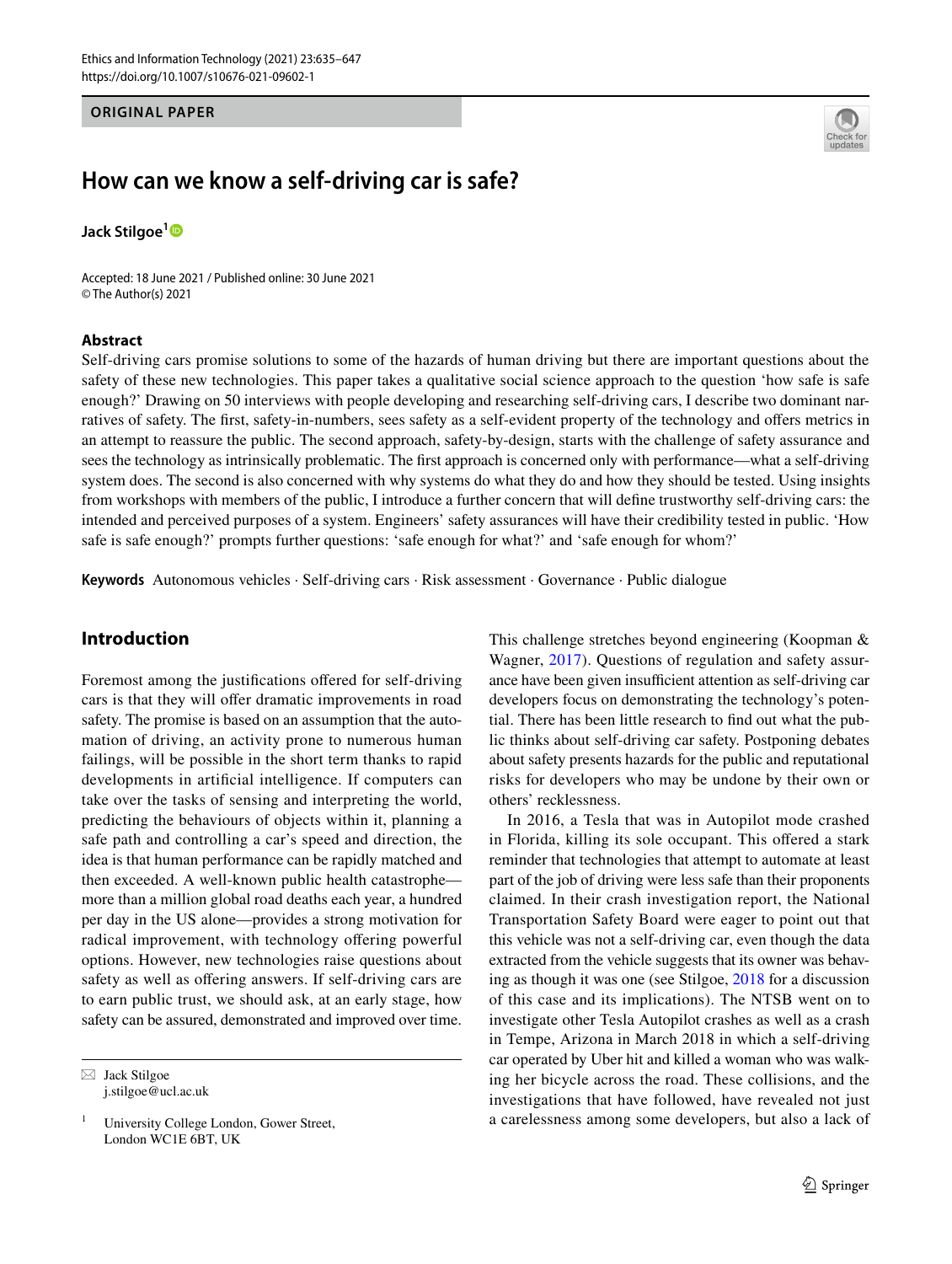ORIGINAL PAPER

# How can we know a self-driving car is safe?

**Jack Stilgoe**[1]

Accepted: 18 June 2021 / Published online: 30 June 2021
© The Author(s) 2021

## Abstract

Self-driving cars promise solutions to some of the hazards of human driving but there are important questions about the safety of these new technologies. This paper takes a qualitative social science approach to the question 'how safe is safe enough?' Drawing on 50 interviews with people developing and researching self-driving cars, I describe two dominant narratives of safety. The first, safety-in-numbers, sees safety as a self-evident property of the technology and offers metrics in an attempt to reassure the public. The second approach, safety-by-design, starts with the challenge of safety assurance and sees the technology as intrinsically problematic. The first approach is concerned only with performance—what a self-driving system does. The second is also concerned with why systems do what they do and how they should be tested. Using insights from workshops with members of the public, I introduce a further concern that will define trustworthy self-driving cars: the intended and perceived purposes of a system. Engineers' safety assurances will have their credibility tested in public. 'How safe is safe enough?' prompts further questions: 'safe enough for what?' and 'safe enough for whom?'

**Keywords** Autonomous vehicles · Self-driving cars · Risk assessment · Governance · Public dialogue

## Introduction

Foremost among the justifications offered for self-driving cars is that they will offer dramatic improvements in road safety. The promise is based on an assumption that the automation of driving, an activity prone to numerous human failings, will be possible in the short term thanks to rapid developments in artificial intelligence. If computers can take over the tasks of sensing and interpreting the world, predicting the behaviours of objects within it, planning a safe path and controlling a car's speed and direction, the idea is that human performance can be rapidly matched and then exceeded. A well-known public health catastrophe—more than a million global road deaths each year, a hundred per day in the US alone—provides a strong motivation for radical improvement, with technology offering powerful options. However, new technologies raise questions about safety as well as offering answers. If self-driving cars are to earn public trust, we should ask, at an early stage, how safety can be assured, demonstrated and improved over time. This challenge stretches beyond engineering (Koopman & Wagner, 2017). Questions of regulation and safety assurance have been given insufficient attention as self-driving car developers focus on demonstrating the technology's potential. There has been little research to find out what the public thinks about self-driving car safety. Postponing debates about safety presents hazards for the public and reputational risks for developers who may be undone by their own or others' recklessness.

In 2016, a Tesla that was in Autopilot mode crashed in Florida, killing its sole occupant. This offered a stark reminder that technologies that attempt to automate at least part of the job of driving were less safe than their proponents claimed. In their crash investigation report, the National Transportation Safety Board were eager to point out that this vehicle was not a self-driving car, even though the data extracted from the vehicle suggests that its owner was behaving as though it was one (see Stilgoe, 2018 for a discussion of this case and its implications). The NTSB went on to investigate other Tesla Autopilot crashes as well as a crash in Tempe, Arizona in March 2018 in which a self-driving car operated by Uber hit and killed a woman who was walking her bicycle across the road. These collisions, and the investigations that have followed, have revealed not just a carelessness among some developers, but also a lack of

---

✉ Jack Stilgoe
j.stilgoe@ucl.ac.uk

[1] University College London, Gower Street, London WC1E 6BT, UK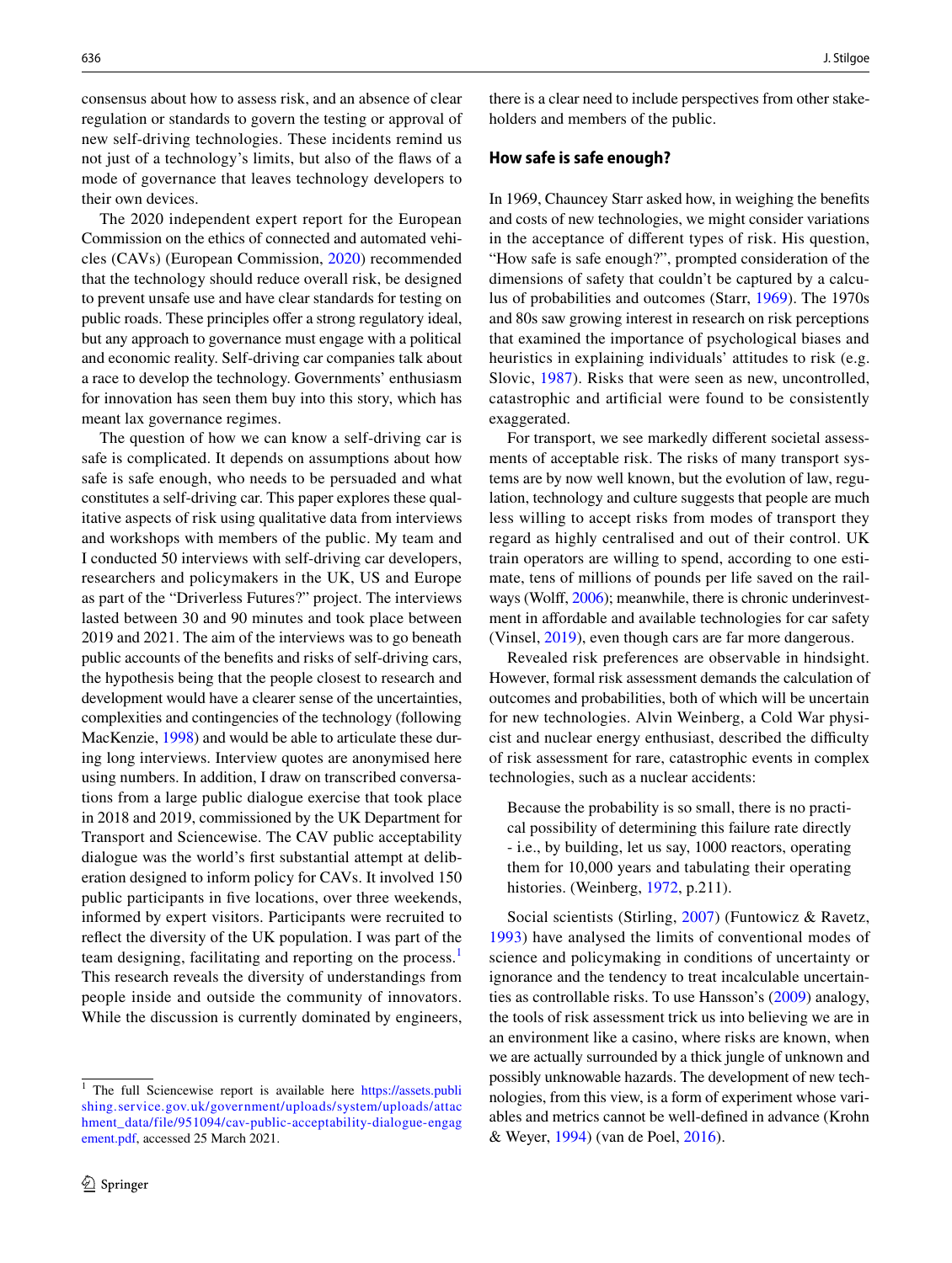consensus about how to assess risk, and an absence of clear regulation or standards to govern the testing or approval of new self-driving technologies. These incidents remind us not just of a technology's limits, but also of the flaws of a mode of governance that leaves technology developers to their own devices.

The 2020 independent expert report for the European Commission on the ethics of connected and automated vehicles (CAVs) (European Commission, 2020) recommended that the technology should reduce overall risk, be designed to prevent unsafe use and have clear standards for testing on public roads. These principles offer a strong regulatory ideal, but any approach to governance must engage with a political and economic reality. Self-driving car companies talk about a race to develop the technology. Governments' enthusiasm for innovation has seen them buy into this story, which has meant lax governance regimes.

The question of how we can know a self-driving car is safe is complicated. It depends on assumptions about how safe is safe enough, who needs to be persuaded and what constitutes a self-driving car. This paper explores these qualitative aspects of risk using qualitative data from interviews and workshops with members of the public. My team and I conducted 50 interviews with self-driving car developers, researchers and policymakers in the UK, US and Europe as part of the "Driverless Futures?" project. The interviews lasted between 30 and 90 minutes and took place between 2019 and 2021. The aim of the interviews was to go beneath public accounts of the benefits and risks of self-driving cars, the hypothesis being that the people closest to research and development would have a clearer sense of the uncertainties, complexities and contingencies of the technology (following MacKenzie, 1998) and would be able to articulate these during long interviews. Interview quotes are anonymised here using numbers. In addition, I draw on transcribed conversations from a large public dialogue exercise that took place in 2018 and 2019, commissioned by the UK Department for Transport and Sciencewise. The CAV public acceptability dialogue was the world's first substantial attempt at deliberation designed to inform policy for CAVs. It involved 150 public participants in five locations, over three weekends, informed by expert visitors. Participants were recruited to reflect the diversity of the UK population. I was part of the team designing, facilitating and reporting on the process.[1] This research reveals the diversity of understandings from people inside and outside the community of innovators. While the discussion is currently dominated by engineers, there is a clear need to include perspectives from other stakeholders and members of the public.

## How safe is safe enough?

In 1969, Chauncey Starr asked how, in weighing the benefits and costs of new technologies, we might consider variations in the acceptance of different types of risk. His question, "How safe is safe enough?", prompted consideration of the dimensions of safety that couldn't be captured by a calculus of probabilities and outcomes (Starr, 1969). The 1970s and 80s saw growing interest in research on risk perceptions that examined the importance of psychological biases and heuristics in explaining individuals' attitudes to risk (e.g. Slovic, 1987). Risks that were seen as new, uncontrolled, catastrophic and artificial were found to be consistently exaggerated.

For transport, we see markedly different societal assessments of acceptable risk. The risks of many transport systems are by now well known, but the evolution of law, regulation, technology and culture suggests that people are much less willing to accept risks from modes of transport they regard as highly centralised and out of their control. UK train operators are willing to spend, according to one estimate, tens of millions of pounds per life saved on the railways (Wolff, 2006); meanwhile, there is chronic underinvestment in affordable and available technologies for car safety (Vinsel, 2019), even though cars are far more dangerous.

Revealed risk preferences are observable in hindsight. However, formal risk assessment demands the calculation of outcomes and probabilities, both of which will be uncertain for new technologies. Alvin Weinberg, a Cold War physicist and nuclear energy enthusiast, described the difficulty of risk assessment for rare, catastrophic events in complex technologies, such as a nuclear accidents:

> Because the probability is so small, there is no practical possibility of determining this failure rate directly - i.e., by building, let us say, 1000 reactors, operating them for 10,000 years and tabulating their operating histories. (Weinberg, 1972, p.211).

Social scientists (Stirling, 2007) (Funtowicz & Ravetz, 1993) have analysed the limits of conventional modes of science and policymaking in conditions of uncertainty or ignorance and the tendency to treat incalculable uncertainties as controllable risks. To use Hansson's (2009) analogy, the tools of risk assessment trick us into believing we are in an environment like a casino, where risks are known, when we are actually surrounded by a thick jungle of unknown and possibly unknowable hazards. The development of new technologies, from this view, is a form of experiment whose variables and metrics cannot be well-defined in advance (Krohn & Weyer, 1994) (van de Poel, 2016).

[1] The full Sciencewise report is available here https://assets.publishing.service.gov.uk/government/uploads/system/uploads/attachment_data/file/951094/cav-public-acceptability-dialogue-engagement.pdf, accessed 25 March 2021.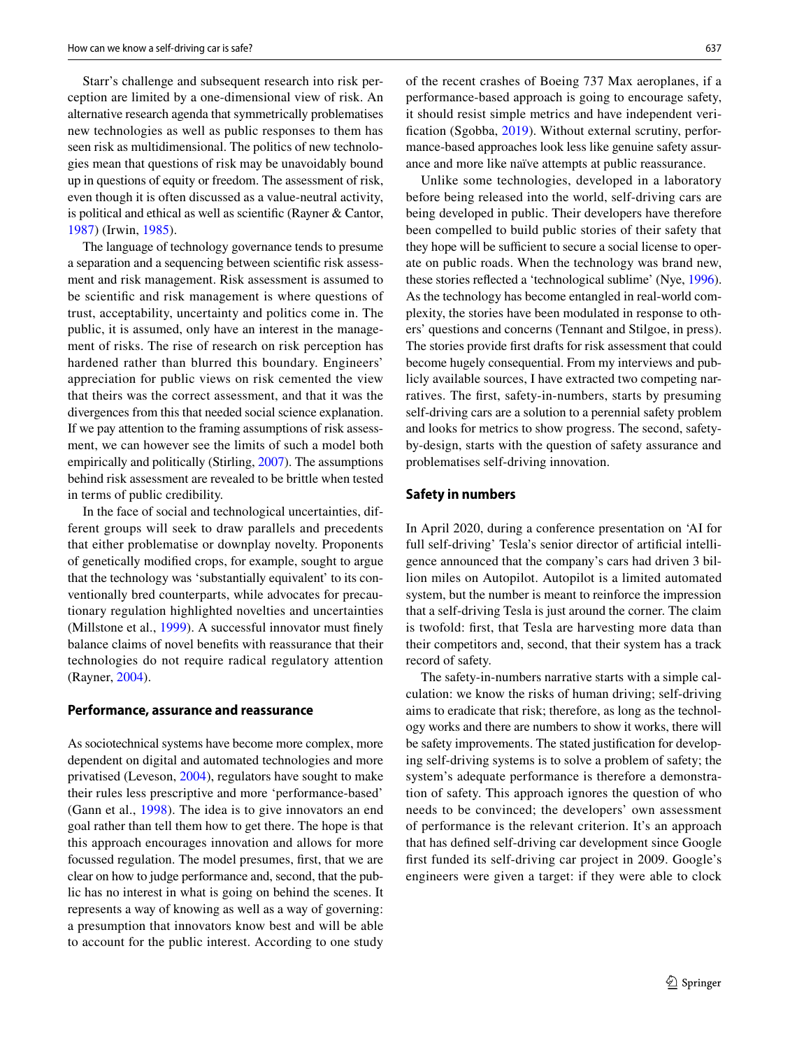Starr's challenge and subsequent research into risk perception are limited by a one-dimensional view of risk. An alternative research agenda that symmetrically problematises new technologies as well as public responses to them has seen risk as multidimensional. The politics of new technologies mean that questions of risk may be unavoidably bound up in questions of equity or freedom. The assessment of risk, even though it is often discussed as a value-neutral activity, is political and ethical as well as scientific (Rayner & Cantor, 1987) (Irwin, 1985).

The language of technology governance tends to presume a separation and a sequencing between scientific risk assessment and risk management. Risk assessment is assumed to be scientific and risk management is where questions of trust, acceptability, uncertainty and politics come in. The public, it is assumed, only have an interest in the management of risks. The rise of research on risk perception has hardened rather than blurred this boundary. Engineers' appreciation for public views on risk cemented the view that theirs was the correct assessment, and that it was the divergences from this that needed social science explanation. If we pay attention to the framing assumptions of risk assessment, we can however see the limits of such a model both empirically and politically (Stirling, 2007). The assumptions behind risk assessment are revealed to be brittle when tested in terms of public credibility.

In the face of social and technological uncertainties, different groups will seek to draw parallels and precedents that either problematise or downplay novelty. Proponents of genetically modified crops, for example, sought to argue that the technology was 'substantially equivalent' to its conventionally bred counterparts, while advocates for precautionary regulation highlighted novelties and uncertainties (Millstone et al., 1999). A successful innovator must finely balance claims of novel benefits with reassurance that their technologies do not require radical regulatory attention (Rayner, 2004).

## Performance, assurance and reassurance

As sociotechnical systems have become more complex, more dependent on digital and automated technologies and more privatised (Leveson, 2004), regulators have sought to make their rules less prescriptive and more 'performance-based' (Gann et al., 1998). The idea is to give innovators an end goal rather than tell them how to get there. The hope is that this approach encourages innovation and allows for more focussed regulation. The model presumes, first, that we are clear on how to judge performance and, second, that the public has no interest in what is going on behind the scenes. It represents a way of knowing as well as a way of governing: a presumption that innovators know best and will be able to account for the public interest. According to one study of the recent crashes of Boeing 737 Max aeroplanes, if a performance-based approach is going to encourage safety, it should resist simple metrics and have independent verification (Sgobba, 2019). Without external scrutiny, performance-based approaches look less like genuine safety assurance and more like naïve attempts at public reassurance.

Unlike some technologies, developed in a laboratory before being released into the world, self-driving cars are being developed in public. Their developers have therefore been compelled to build public stories of their safety that they hope will be sufficient to secure a social license to operate on public roads. When the technology was brand new, these stories reflected a 'technological sublime' (Nye, 1996). As the technology has become entangled in real-world complexity, the stories have been modulated in response to others' questions and concerns (Tennant and Stilgoe, in press). The stories provide first drafts for risk assessment that could become hugely consequential. From my interviews and publicly available sources, I have extracted two competing narratives. The first, safety-in-numbers, starts by presuming self-driving cars are a solution to a perennial safety problem and looks for metrics to show progress. The second, safety-by-design, starts with the question of safety assurance and problematises self-driving innovation.

## Safety in numbers

In April 2020, during a conference presentation on 'AI for full self-driving' Tesla's senior director of artificial intelligence announced that the company's cars had driven 3 billion miles on Autopilot. Autopilot is a limited automated system, but the number is meant to reinforce the impression that a self-driving Tesla is just around the corner. The claim is twofold: first, that Tesla are harvesting more data than their competitors and, second, that their system has a track record of safety.

The safety-in-numbers narrative starts with a simple calculation: we know the risks of human driving; self-driving aims to eradicate that risk; therefore, as long as the technology works and there are numbers to show it works, there will be safety improvements. The stated justification for developing self-driving systems is to solve a problem of safety; the system's adequate performance is therefore a demonstration of safety. This approach ignores the question of who needs to be convinced; the developers' own assessment of performance is the relevant criterion. It's an approach that has defined self-driving car development since Google first funded its self-driving car project in 2009. Google's engineers were given a target: if they were able to clock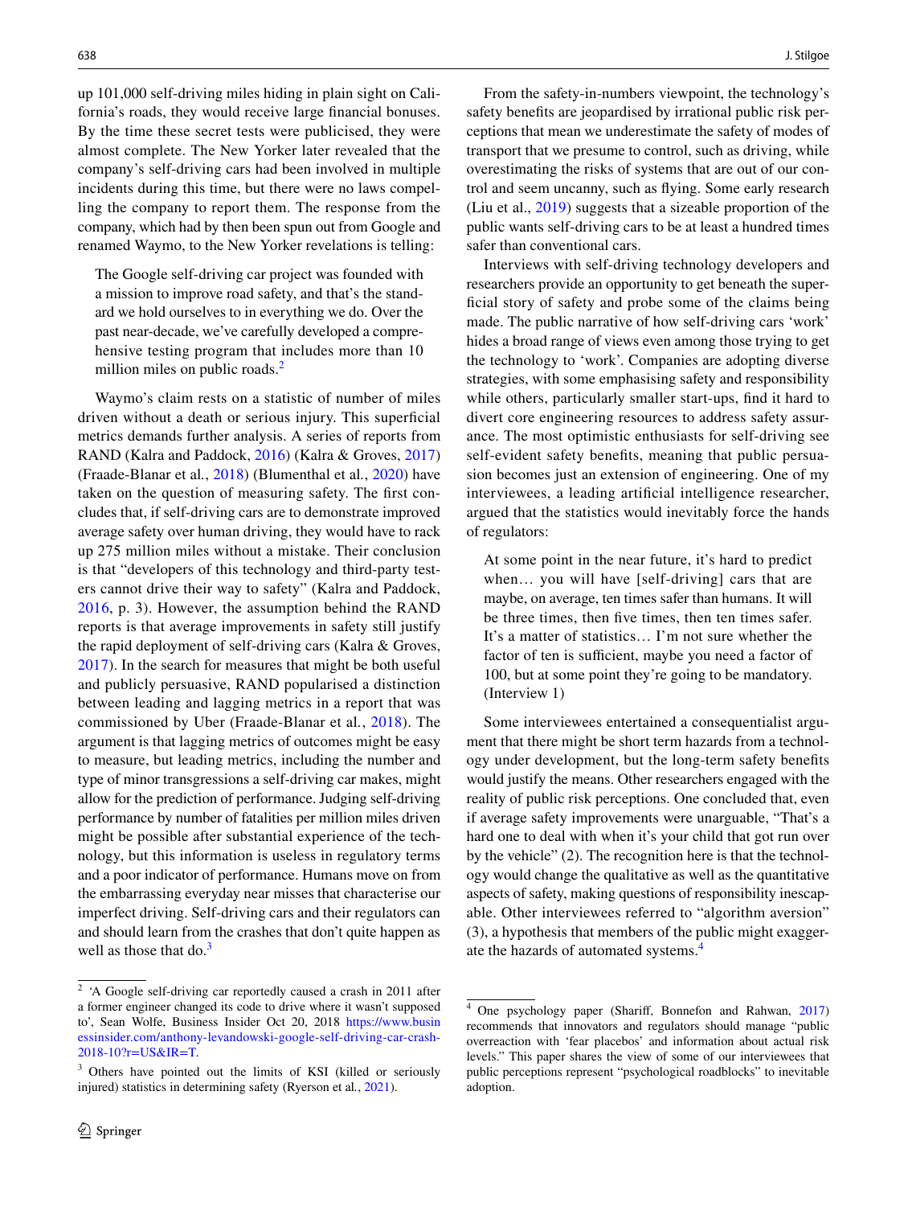up 101,000 self-driving miles hiding in plain sight on California's roads, they would receive large financial bonuses. By the time these secret tests were publicised, they were almost complete. The New Yorker later revealed that the company's self-driving cars had been involved in multiple incidents during this time, but there were no laws compelling the company to report them. The response from the company, which had by then been spun out from Google and renamed Waymo, to the New Yorker revelations is telling:

> The Google self-driving car project was founded with a mission to improve road safety, and that's the standard we hold ourselves to in everything we do. Over the past near-decade, we've carefully developed a comprehensive testing program that includes more than 10 million miles on public roads.[2]

Waymo's claim rests on a statistic of number of miles driven without a death or serious injury. This superficial metrics demands further analysis. A series of reports from RAND (Kalra and Paddock, 2016) (Kalra & Groves, 2017) (Fraade-Blanar et al., 2018) (Blumenthal et al., 2020) have taken on the question of measuring safety. The first concludes that, if self-driving cars are to demonstrate improved average safety over human driving, they would have to rack up 275 million miles without a mistake. Their conclusion is that "developers of this technology and third-party testers cannot drive their way to safety" (Kalra and Paddock, 2016, p. 3). However, the assumption behind the RAND reports is that average improvements in safety still justify the rapid deployment of self-driving cars (Kalra & Groves, 2017). In the search for measures that might be both useful and publicly persuasive, RAND popularised a distinction between leading and lagging metrics in a report that was commissioned by Uber (Fraade-Blanar et al., 2018). The argument is that lagging metrics of outcomes might be easy to measure, but leading metrics, including the number and type of minor transgressions a self-driving car makes, might allow for the prediction of performance. Judging self-driving performance by number of fatalities per million miles driven might be possible after substantial experience of the technology, but this information is useless in regulatory terms and a poor indicator of performance. Humans move on from the embarrassing everyday near misses that characterise our imperfect driving. Self-driving cars and their regulators can and should learn from the crashes that don't quite happen as well as those that do.[3]

From the safety-in-numbers viewpoint, the technology's safety benefits are jeopardised by irrational public risk perceptions that mean we underestimate the safety of modes of transport that we presume to control, such as driving, while overestimating the risks of systems that are out of our control and seem uncanny, such as flying. Some early research (Liu et al., 2019) suggests that a sizeable proportion of the public wants self-driving cars to be at least a hundred times safer than conventional cars.

Interviews with self-driving technology developers and researchers provide an opportunity to get beneath the superficial story of safety and probe some of the claims being made. The public narrative of how self-driving cars 'work' hides a broad range of views even among those trying to get the technology to 'work'. Companies are adopting diverse strategies, with some emphasising safety and responsibility while others, particularly smaller start-ups, find it hard to divert core engineering resources to address safety assurance. The most optimistic enthusiasts for self-driving see self-evident safety benefits, meaning that public persuasion becomes just an extension of engineering. One of my interviewees, a leading artificial intelligence researcher, argued that the statistics would inevitably force the hands of regulators:

> At some point in the near future, it's hard to predict when… you will have [self-driving] cars that are maybe, on average, ten times safer than humans. It will be three times, then five times, then ten times safer. It's a matter of statistics… I'm not sure whether the factor of ten is sufficient, maybe you need a factor of 100, but at some point they're going to be mandatory. (Interview 1)

Some interviewees entertained a consequentialist argument that there might be short term hazards from a technology under development, but the long-term safety benefits would justify the means. Other researchers engaged with the reality of public risk perceptions. One concluded that, even if average safety improvements were unarguable, "That's a hard one to deal with when it's your child that got run over by the vehicle" (2). The recognition here is that the technology would change the qualitative as well as the quantitative aspects of safety, making questions of responsibility inescapable. Other interviewees referred to "algorithm aversion" (3), a hypothesis that members of the public might exaggerate the hazards of automated systems.[4]

---

[2] 'A Google self-driving car reportedly caused a crash in 2011 after a former engineer changed its code to drive where it wasn't supposed to', Sean Wolfe, Business Insider Oct 20, 2018 https://www.businessinsider.com/anthony-levandowski-google-self-driving-car-crash-2018-10?r=US&IR=T.

[3] Others have pointed out the limits of KSI (killed or seriously injured) statistics in determining safety (Ryerson et al., 2021).

[4] One psychology paper (Shariff, Bonnefon and Rahwan, 2017) recommends that innovators and regulators should manage "public overreaction with 'fear placebos' and information about actual risk levels." This paper shares the view of some of our interviewees that public perceptions represent "psychological roadblocks" to inevitable adoption.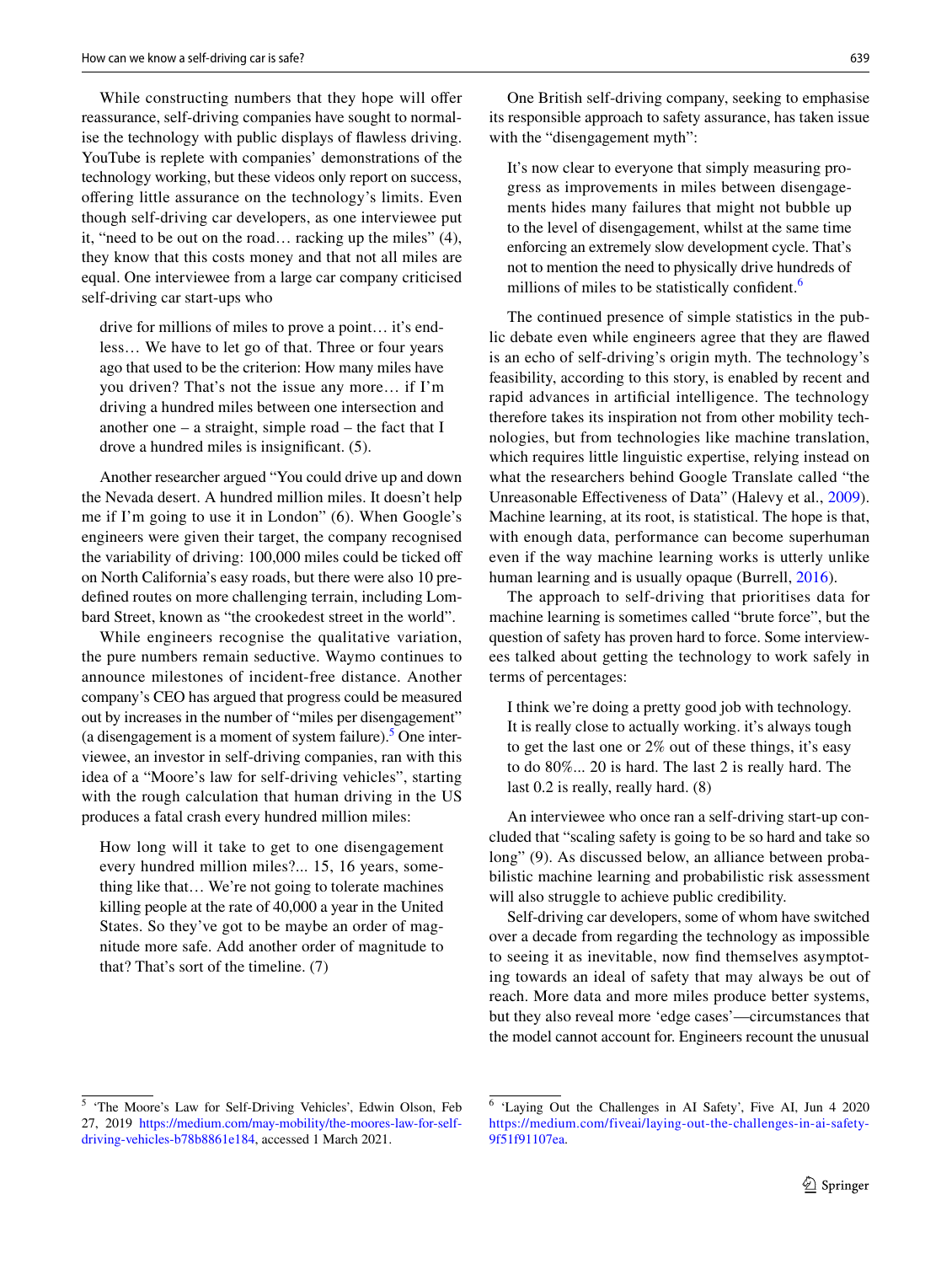While constructing numbers that they hope will offer reassurance, self-driving companies have sought to normalise the technology with public displays of flawless driving. YouTube is replete with companies' demonstrations of the technology working, but these videos only report on success, offering little assurance on the technology's limits. Even though self-driving car developers, as one interviewee put it, "need to be out on the road… racking up the miles" (4), they know that this costs money and that not all miles are equal. One interviewee from a large car company criticised self-driving car start-ups who

> drive for millions of miles to prove a point… it's endless… We have to let go of that. Three or four years ago that used to be the criterion: How many miles have you driven? That's not the issue any more… if I'm driving a hundred miles between one intersection and another one – a straight, simple road – the fact that I drove a hundred miles is insignificant. (5).

Another researcher argued "You could drive up and down the Nevada desert. A hundred million miles. It doesn't help me if I'm going to use it in London" (6). When Google's engineers were given their target, the company recognised the variability of driving: 100,000 miles could be ticked off on North California's easy roads, but there were also 10 predefined routes on more challenging terrain, including Lombard Street, known as "the crookedest street in the world".

While engineers recognise the qualitative variation, the pure numbers remain seductive. Waymo continues to announce milestones of incident-free distance. Another company's CEO has argued that progress could be measured out by increases in the number of "miles per disengagement" (a disengagement is a moment of system failure).[5] One interviewee, an investor in self-driving companies, ran with this idea of a "Moore's law for self-driving vehicles", starting with the rough calculation that human driving in the US produces a fatal crash every hundred million miles:

> How long will it take to get to one disengagement every hundred million miles?... 15, 16 years, something like that… We're not going to tolerate machines killing people at the rate of 40,000 a year in the United States. So they've got to be maybe an order of magnitude more safe. Add another order of magnitude to that? That's sort of the timeline. (7)

One British self-driving company, seeking to emphasise its responsible approach to safety assurance, has taken issue with the "disengagement myth":

> It's now clear to everyone that simply measuring progress as improvements in miles between disengagements hides many failures that might not bubble up to the level of disengagement, whilst at the same time enforcing an extremely slow development cycle. That's not to mention the need to physically drive hundreds of millions of miles to be statistically confident.[6]

The continued presence of simple statistics in the public debate even while engineers agree that they are flawed is an echo of self-driving's origin myth. The technology's feasibility, according to this story, is enabled by recent and rapid advances in artificial intelligence. The technology therefore takes its inspiration not from other mobility technologies, but from technologies like machine translation, which requires little linguistic expertise, relying instead on what the researchers behind Google Translate called "the Unreasonable Effectiveness of Data" (Halevy et al., 2009). Machine learning, at its root, is statistical. The hope is that, with enough data, performance can become superhuman even if the way machine learning works is utterly unlike human learning and is usually opaque (Burrell, 2016).

The approach to self-driving that prioritises data for machine learning is sometimes called "brute force", but the question of safety has proven hard to force. Some interviewees talked about getting the technology to work safely in terms of percentages:

> I think we're doing a pretty good job with technology. It is really close to actually working. it's always tough to get the last one or 2% out of these things, it's easy to do 80%... 20 is hard. The last 2 is really hard. The last 0.2 is really, really hard. (8)

An interviewee who once ran a self-driving start-up concluded that "scaling safety is going to be so hard and take so long" (9). As discussed below, an alliance between probabilistic machine learning and probabilistic risk assessment will also struggle to achieve public credibility.

Self-driving car developers, some of whom have switched over a decade from regarding the technology as impossible to seeing it as inevitable, now find themselves asymptoting towards an ideal of safety that may always be out of reach. More data and more miles produce better systems, but they also reveal more 'edge cases'—circumstances that the model cannot account for. Engineers recount the unusual

---

[5] 'The Moore's Law for Self-Driving Vehicles', Edwin Olson, Feb 27, 2019 https://medium.com/may-mobility/the-moores-law-for-self-driving-vehicles-b78b8861e184, accessed 1 March 2021.

[6] 'Laying Out the Challenges in AI Safety', Five AI, Jun 4 2020 https://medium.com/fiveai/laying-out-the-challenges-in-ai-safety-9f51f91107ea.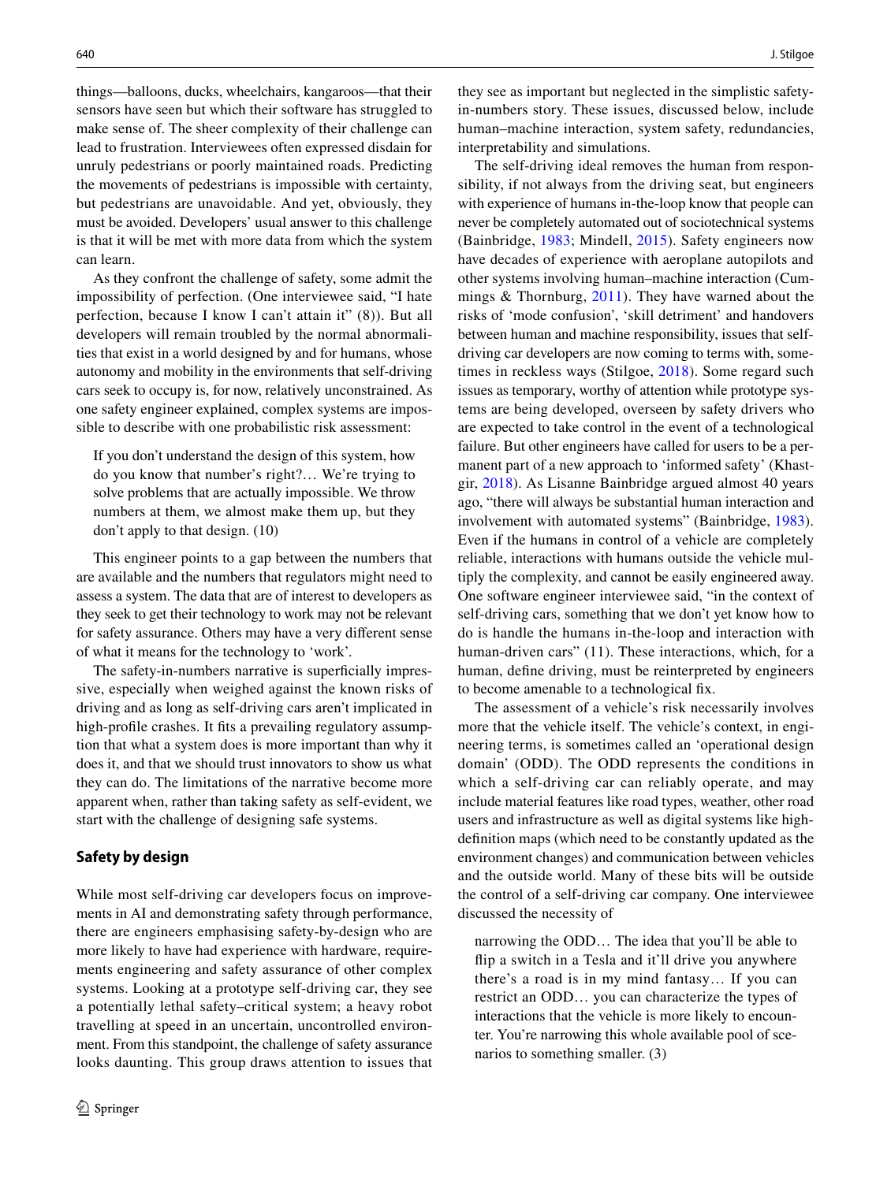things—balloons, ducks, wheelchairs, kangaroos—that their sensors have seen but which their software has struggled to make sense of. The sheer complexity of their challenge can lead to frustration. Interviewees often expressed disdain for unruly pedestrians or poorly maintained roads. Predicting the movements of pedestrians is impossible with certainty, but pedestrians are unavoidable. And yet, obviously, they must be avoided. Developers' usual answer to this challenge is that it will be met with more data from which the system can learn.

As they confront the challenge of safety, some admit the impossibility of perfection. (One interviewee said, "I hate perfection, because I know I can't attain it" (8)). But all developers will remain troubled by the normal abnormalities that exist in a world designed by and for humans, whose autonomy and mobility in the environments that self-driving cars seek to occupy is, for now, relatively unconstrained. As one safety engineer explained, complex systems are impossible to describe with one probabilistic risk assessment:

> If you don't understand the design of this system, how do you know that number's right?… We're trying to solve problems that are actually impossible. We throw numbers at them, we almost make them up, but they don't apply to that design. (10)

This engineer points to a gap between the numbers that are available and the numbers that regulators might need to assess a system. The data that are of interest to developers as they seek to get their technology to work may not be relevant for safety assurance. Others may have a very different sense of what it means for the technology to 'work'.

The safety-in-numbers narrative is superficially impressive, especially when weighed against the known risks of driving and as long as self-driving cars aren't implicated in high-profile crashes. It fits a prevailing regulatory assumption that what a system does is more important than why it does it, and that we should trust innovators to show us what they can do. The limitations of the narrative become more apparent when, rather than taking safety as self-evident, we start with the challenge of designing safe systems.

## Safety by design

While most self-driving car developers focus on improvements in AI and demonstrating safety through performance, there are engineers emphasising safety-by-design who are more likely to have had experience with hardware, requirements engineering and safety assurance of other complex systems. Looking at a prototype self-driving car, they see a potentially lethal safety–critical system; a heavy robot travelling at speed in an uncertain, uncontrolled environment. From this standpoint, the challenge of safety assurance looks daunting. This group draws attention to issues that they see as important but neglected in the simplistic safety-in-numbers story. These issues, discussed below, include human–machine interaction, system safety, redundancies, interpretability and simulations.

The self-driving ideal removes the human from responsibility, if not always from the driving seat, but engineers with experience of humans in-the-loop know that people can never be completely automated out of sociotechnical systems (Bainbridge, 1983; Mindell, 2015). Safety engineers now have decades of experience with aeroplane autopilots and other systems involving human–machine interaction (Cummings & Thornburg, 2011). They have warned about the risks of 'mode confusion', 'skill detriment' and handovers between human and machine responsibility, issues that self-driving car developers are now coming to terms with, sometimes in reckless ways (Stilgoe, 2018). Some regard such issues as temporary, worthy of attention while prototype systems are being developed, overseen by safety drivers who are expected to take control in the event of a technological failure. But other engineers have called for users to be a permanent part of a new approach to 'informed safety' (Khastgir, 2018). As Lisanne Bainbridge argued almost 40 years ago, "there will always be substantial human interaction and involvement with automated systems" (Bainbridge, 1983). Even if the humans in control of a vehicle are completely reliable, interactions with humans outside the vehicle multiply the complexity, and cannot be easily engineered away. One software engineer interviewee said, "in the context of self-driving cars, something that we don't yet know how to do is handle the humans in-the-loop and interaction with human-driven cars" (11). These interactions, which, for a human, define driving, must be reinterpreted by engineers to become amenable to a technological fix.

The assessment of a vehicle's risk necessarily involves more that the vehicle itself. The vehicle's context, in engineering terms, is sometimes called an 'operational design domain' (ODD). The ODD represents the conditions in which a self-driving car can reliably operate, and may include material features like road types, weather, other road users and infrastructure as well as digital systems like high-definition maps (which need to be constantly updated as the environment changes) and communication between vehicles and the outside world. Many of these bits will be outside the control of a self-driving car company. One interviewee discussed the necessity of

> narrowing the ODD… The idea that you'll be able to flip a switch in a Tesla and it'll drive you anywhere there's a road is in my mind fantasy… If you can restrict an ODD… you can characterize the types of interactions that the vehicle is more likely to encounter. You're narrowing this whole available pool of scenarios to something smaller. (3)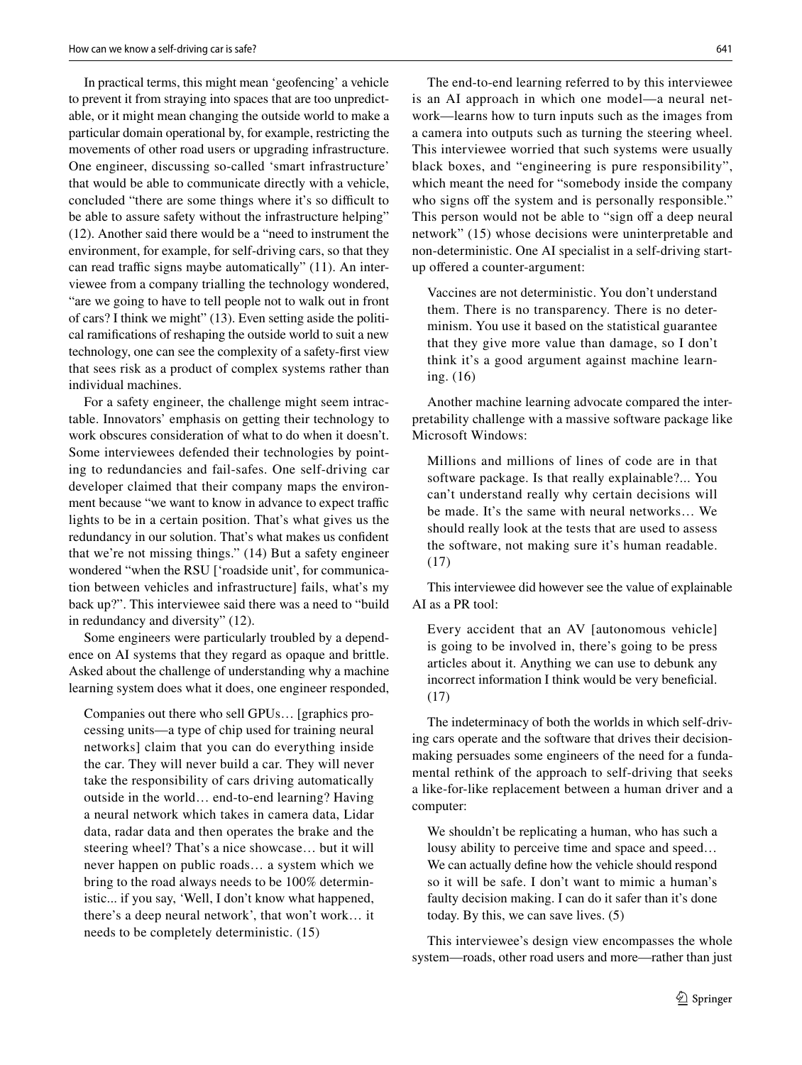In practical terms, this might mean 'geofencing' a vehicle to prevent it from straying into spaces that are too unpredictable, or it might mean changing the outside world to make a particular domain operational by, for example, restricting the movements of other road users or upgrading infrastructure. One engineer, discussing so-called 'smart infrastructure' that would be able to communicate directly with a vehicle, concluded "there are some things where it's so difficult to be able to assure safety without the infrastructure helping" (12). Another said there would be a "need to instrument the environment, for example, for self-driving cars, so that they can read traffic signs maybe automatically" (11). An interviewee from a company trialling the technology wondered, "are we going to have to tell people not to walk out in front of cars? I think we might" (13). Even setting aside the political ramifications of reshaping the outside world to suit a new technology, one can see the complexity of a safety-first view that sees risk as a product of complex systems rather than individual machines.

For a safety engineer, the challenge might seem intractable. Innovators' emphasis on getting their technology to work obscures consideration of what to do when it doesn't. Some interviewees defended their technologies by pointing to redundancies and fail-safes. One self-driving car developer claimed that their company maps the environment because "we want to know in advance to expect traffic lights to be in a certain position. That's what gives us the redundancy in our solution. That's what makes us confident that we're not missing things." (14) But a safety engineer wondered "when the RSU ['roadside unit', for communication between vehicles and infrastructure] fails, what's my back up?". This interviewee said there was a need to "build in redundancy and diversity" (12).

Some engineers were particularly troubled by a dependence on AI systems that they regard as opaque and brittle. Asked about the challenge of understanding why a machine learning system does what it does, one engineer responded,

> Companies out there who sell GPUs… [graphics processing units—a type of chip used for training neural networks] claim that you can do everything inside the car. They will never build a car. They will never take the responsibility of cars driving automatically outside in the world… end-to-end learning? Having a neural network which takes in camera data, Lidar data, radar data and then operates the brake and the steering wheel? That's a nice showcase… but it will never happen on public roads… a system which we bring to the road always needs to be 100% deterministic... if you say, 'Well, I don't know what happened, there's a deep neural network', that won't work… it needs to be completely deterministic. (15)

The end-to-end learning referred to by this interviewee is an AI approach in which one model—a neural network—learns how to turn inputs such as the images from a camera into outputs such as turning the steering wheel. This interviewee worried that such systems were usually black boxes, and "engineering is pure responsibility", which meant the need for "somebody inside the company who signs off the system and is personally responsible." This person would not be able to "sign off a deep neural network" (15) whose decisions were uninterpretable and non-deterministic. One AI specialist in a self-driving start-up offered a counter-argument:

> Vaccines are not deterministic. You don't understand them. There is no transparency. There is no determinism. You use it based on the statistical guarantee that they give more value than damage, so I don't think it's a good argument against machine learning. (16)

Another machine learning advocate compared the interpretability challenge with a massive software package like Microsoft Windows:

> Millions and millions of lines of code are in that software package. Is that really explainable?... You can't understand really why certain decisions will be made. It's the same with neural networks… We should really look at the tests that are used to assess the software, not making sure it's human readable. (17)

This interviewee did however see the value of explainable AI as a PR tool:

> Every accident that an AV [autonomous vehicle] is going to be involved in, there's going to be press articles about it. Anything we can use to debunk any incorrect information I think would be very beneficial. (17)

The indeterminacy of both the worlds in which self-driving cars operate and the software that drives their decision-making persuades some engineers of the need for a fundamental rethink of the approach to self-driving that seeks a like-for-like replacement between a human driver and a computer:

> We shouldn't be replicating a human, who has such a lousy ability to perceive time and space and speed… We can actually define how the vehicle should respond so it will be safe. I don't want to mimic a human's faulty decision making. I can do it safer than it's done today. By this, we can save lives. (5)

This interviewee's design view encompasses the whole system—roads, other road users and more—rather than just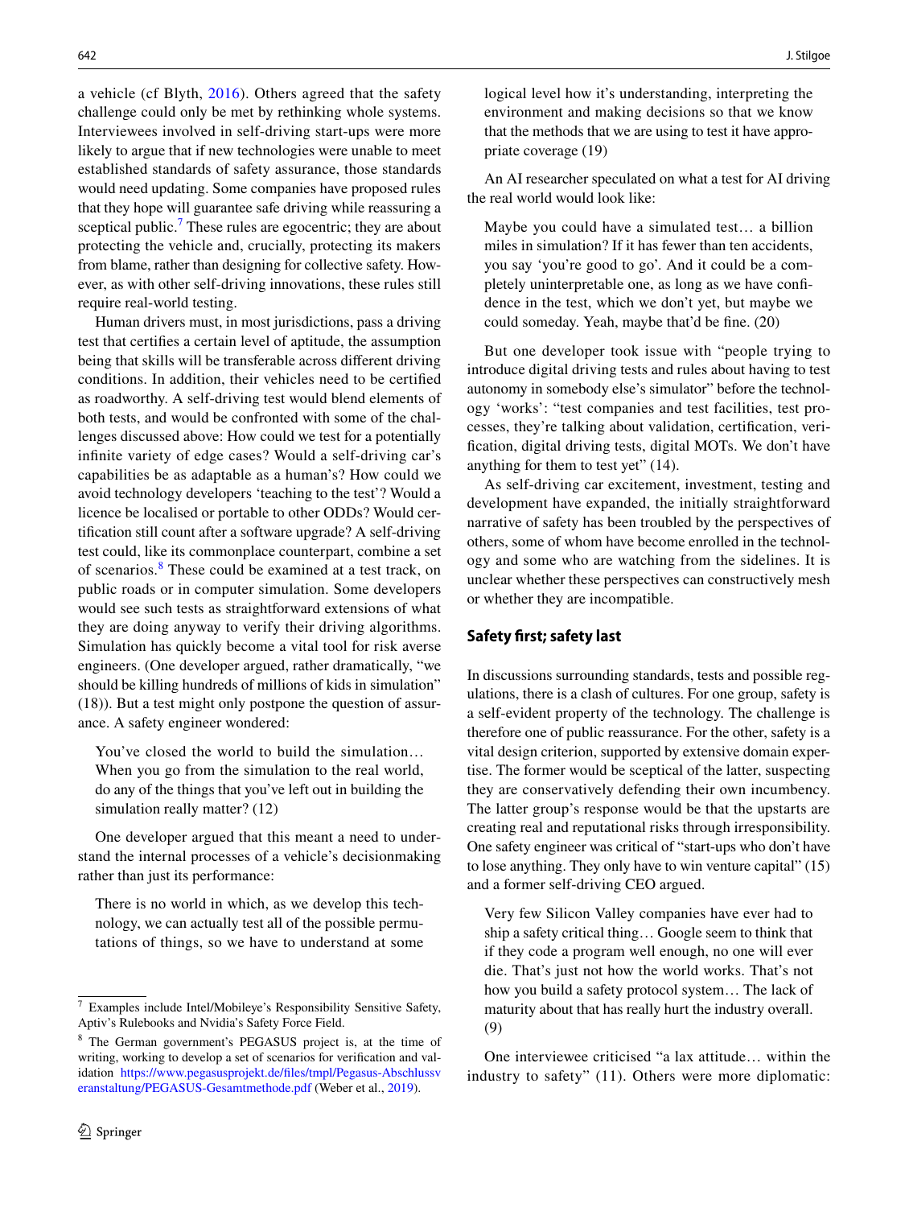a vehicle (cf Blyth, 2016). Others agreed that the safety challenge could only be met by rethinking whole systems. Interviewees involved in self-driving start-ups were more likely to argue that if new technologies were unable to meet established standards of safety assurance, those standards would need updating. Some companies have proposed rules that they hope will guarantee safe driving while reassuring a sceptical public.[7] These rules are egocentric; they are about protecting the vehicle and, crucially, protecting its makers from blame, rather than designing for collective safety. However, as with other self-driving innovations, these rules still require real-world testing.

Human drivers must, in most jurisdictions, pass a driving test that certifies a certain level of aptitude, the assumption being that skills will be transferable across different driving conditions. In addition, their vehicles need to be certified as roadworthy. A self-driving test would blend elements of both tests, and would be confronted with some of the challenges discussed above: How could we test for a potentially infinite variety of edge cases? Would a self-driving car's capabilities be as adaptable as a human's? How could we avoid technology developers 'teaching to the test'? Would a licence be localised or portable to other ODDs? Would certification still count after a software upgrade? A self-driving test could, like its commonplace counterpart, combine a set of scenarios.[8] These could be examined at a test track, on public roads or in computer simulation. Some developers would see such tests as straightforward extensions of what they are doing anyway to verify their driving algorithms. Simulation has quickly become a vital tool for risk averse engineers. (One developer argued, rather dramatically, "we should be killing hundreds of millions of kids in simulation" (18)). But a test might only postpone the question of assurance. A safety engineer wondered:

> You've closed the world to build the simulation… When you go from the simulation to the real world, do any of the things that you've left out in building the simulation really matter? (12)

One developer argued that this meant a need to understand the internal processes of a vehicle's decisionmaking rather than just its performance:

> There is no world in which, as we develop this technology, we can actually test all of the possible permutations of things, so we have to understand at some logical level how it's understanding, interpreting the environment and making decisions so that we know that the methods that we are using to test it have appropriate coverage (19)

An AI researcher speculated on what a test for AI driving the real world would look like:

> Maybe you could have a simulated test… a billion miles in simulation? If it has fewer than ten accidents, you say 'you're good to go'. And it could be a completely uninterpretable one, as long as we have confidence in the test, which we don't yet, but maybe we could someday. Yeah, maybe that'd be fine. (20)

But one developer took issue with "people trying to introduce digital driving tests and rules about having to test autonomy in somebody else's simulator" before the technology 'works': "test companies and test facilities, test processes, they're talking about validation, certification, verification, digital driving tests, digital MOTs. We don't have anything for them to test yet" (14).

As self-driving car excitement, investment, testing and development have expanded, the initially straightforward narrative of safety has been troubled by the perspectives of others, some of whom have become enrolled in the technology and some who are watching from the sidelines. It is unclear whether these perspectives can constructively mesh or whether they are incompatible.

## Safety first; safety last

In discussions surrounding standards, tests and possible regulations, there is a clash of cultures. For one group, safety is a self-evident property of the technology. The challenge is therefore one of public reassurance. For the other, safety is a vital design criterion, supported by extensive domain expertise. The former would be sceptical of the latter, suspecting they are conservatively defending their own incumbency. The latter group's response would be that the upstarts are creating real and reputational risks through irresponsibility. One safety engineer was critical of "start-ups who don't have to lose anything. They only have to win venture capital" (15) and a former self-driving CEO argued.

> Very few Silicon Valley companies have ever had to ship a safety critical thing… Google seem to think that if they code a program well enough, no one will ever die. That's just not how the world works. That's not how you build a safety protocol system… The lack of maturity about that has really hurt the industry overall. (9)

One interviewee criticised "a lax attitude… within the industry to safety" (11). Others were more diplomatic:

---

[7] Examples include Intel/Mobileye's Responsibility Sensitive Safety, Aptiv's Rulebooks and Nvidia's Safety Force Field.

[8] The German government's PEGASUS project is, at the time of writing, working to develop a set of scenarios for verification and validation https://www.pegasusprojekt.de/files/tmpl/Pegasus-Abschlussveranstaltung/PEGASUS-Gesamtmethode.pdf (Weber et al., 2019).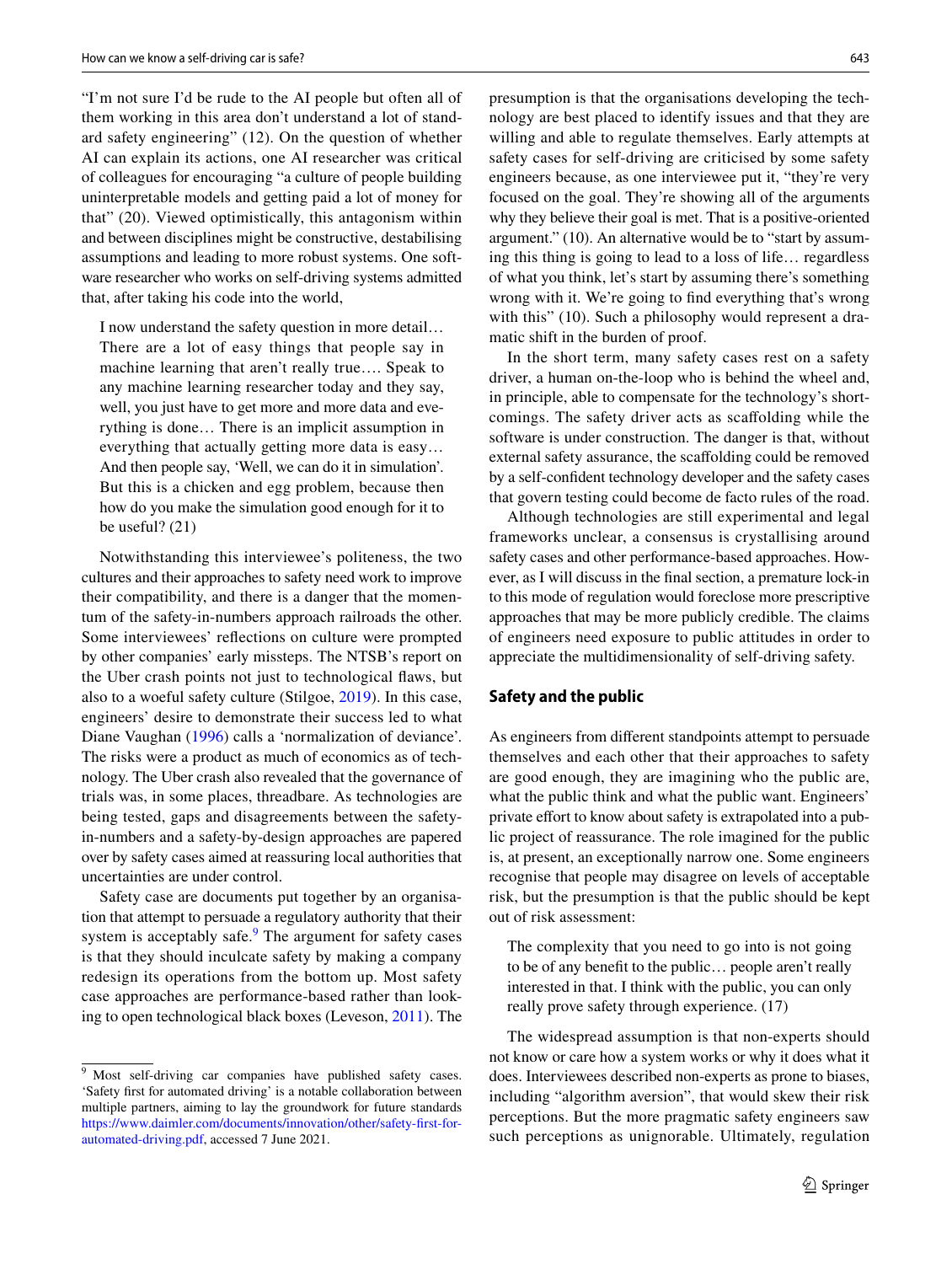"I'm not sure I'd be rude to the AI people but often all of them working in this area don't understand a lot of standard safety engineering" (12). On the question of whether AI can explain its actions, one AI researcher was critical of colleagues for encouraging "a culture of people building uninterpretable models and getting paid a lot of money for that" (20). Viewed optimistically, this antagonism within and between disciplines might be constructive, destabilising assumptions and leading to more robust systems. One software researcher who works on self-driving systems admitted that, after taking his code into the world,

> I now understand the safety question in more detail… There are a lot of easy things that people say in machine learning that aren't really true…. Speak to any machine learning researcher today and they say, well, you just have to get more and more data and everything is done… There is an implicit assumption in everything that actually getting more data is easy… And then people say, 'Well, we can do it in simulation'. But this is a chicken and egg problem, because then how do you make the simulation good enough for it to be useful? (21)

Notwithstanding this interviewee's politeness, the two cultures and their approaches to safety need work to improve their compatibility, and there is a danger that the momentum of the safety-in-numbers approach railroads the other. Some interviewees' reflections on culture were prompted by other companies' early missteps. The NTSB's report on the Uber crash points not just to technological flaws, but also to a woeful safety culture (Stilgoe, 2019). In this case, engineers' desire to demonstrate their success led to what Diane Vaughan (1996) calls a 'normalization of deviance'. The risks were a product as much of economics as of technology. The Uber crash also revealed that the governance of trials was, in some places, threadbare. As technologies are being tested, gaps and disagreements between the safety-in-numbers and a safety-by-design approaches are papered over by safety cases aimed at reassuring local authorities that uncertainties are under control.

Safety case are documents put together by an organisation that attempt to persuade a regulatory authority that their system is acceptably safe.[9] The argument for safety cases is that they should inculcate safety by making a company redesign its operations from the bottom up. Most safety case approaches are performance-based rather than looking to open technological black boxes (Leveson, 2011). The presumption is that the organisations developing the technology are best placed to identify issues and that they are willing and able to regulate themselves. Early attempts at safety cases for self-driving are criticised by some safety engineers because, as one interviewee put it, "they're very focused on the goal. They're showing all of the arguments why they believe their goal is met. That is a positive-oriented argument." (10). An alternative would be to "start by assuming this thing is going to lead to a loss of life… regardless of what you think, let's start by assuming there's something wrong with it. We're going to find everything that's wrong with this" (10). Such a philosophy would represent a dramatic shift in the burden of proof.

In the short term, many safety cases rest on a safety driver, a human on-the-loop who is behind the wheel and, in principle, able to compensate for the technology's shortcomings. The safety driver acts as scaffolding while the software is under construction. The danger is that, without external safety assurance, the scaffolding could be removed by a self-confident technology developer and the safety cases that govern testing could become de facto rules of the road.

Although technologies are still experimental and legal frameworks unclear, a consensus is crystallising around safety cases and other performance-based approaches. However, as I will discuss in the final section, a premature lock-in to this mode of regulation would foreclose more prescriptive approaches that may be more publicly credible. The claims of engineers need exposure to public attitudes in order to appreciate the multidimensionality of self-driving safety.

## Safety and the public

As engineers from different standpoints attempt to persuade themselves and each other that their approaches to safety are good enough, they are imagining who the public are, what the public think and what the public want. Engineers' private effort to know about safety is extrapolated into a public project of reassurance. The role imagined for the public is, at present, an exceptionally narrow one. Some engineers recognise that people may disagree on levels of acceptable risk, but the presumption is that the public should be kept out of risk assessment:

> The complexity that you need to go into is not going to be of any benefit to the public… people aren't really interested in that. I think with the public, you can only really prove safety through experience. (17)

The widespread assumption is that non-experts should not know or care how a system works or why it does what it does. Interviewees described non-experts as prone to biases, including "algorithm aversion", that would skew their risk perceptions. But the more pragmatic safety engineers saw such perceptions as unignorable. Ultimately, regulation

---

[9] Most self-driving car companies have published safety cases. 'Safety first for automated driving' is a notable collaboration between multiple partners, aiming to lay the groundwork for future standards https://www.daimler.com/documents/innovation/other/safety-first-for-automated-driving.pdf, accessed 7 June 2021.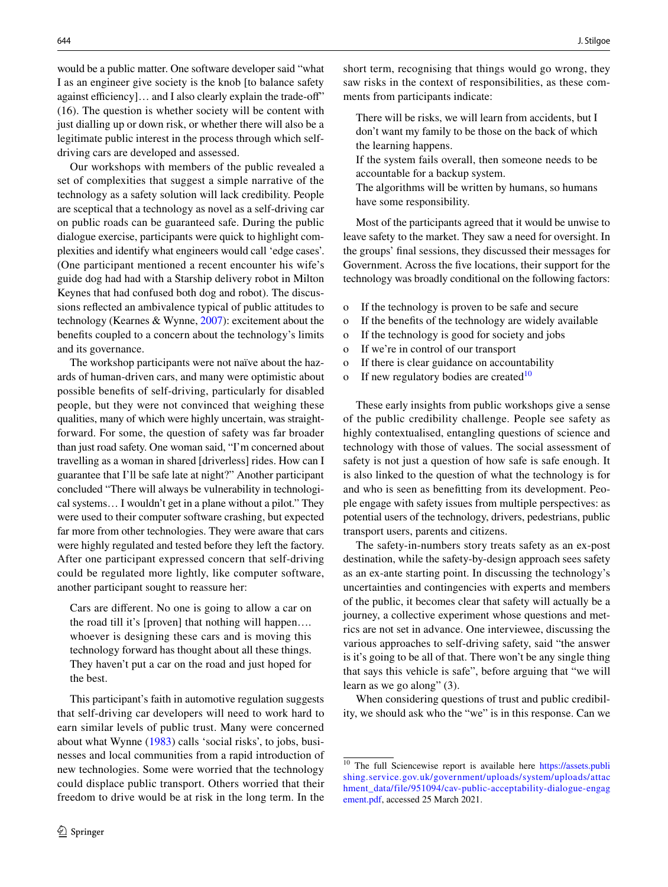would be a public matter. One software developer said "what I as an engineer give society is the knob [to balance safety against efficiency]… and I also clearly explain the trade-off" (16). The question is whether society will be content with just dialling up or down risk, or whether there will also be a legitimate public interest in the process through which self-driving cars are developed and assessed.

Our workshops with members of the public revealed a set of complexities that suggest a simple narrative of the technology as a safety solution will lack credibility. People are sceptical that a technology as novel as a self-driving car on public roads can be guaranteed safe. During the public dialogue exercise, participants were quick to highlight complexities and identify what engineers would call 'edge cases'. (One participant mentioned a recent encounter his wife's guide dog had had with a Starship delivery robot in Milton Keynes that had confused both dog and robot). The discussions reflected an ambivalence typical of public attitudes to technology (Kearnes & Wynne, 2007): excitement about the benefits coupled to a concern about the technology's limits and its governance.

The workshop participants were not naïve about the hazards of human-driven cars, and many were optimistic about possible benefits of self-driving, particularly for disabled people, but they were not convinced that weighing these qualities, many of which were highly uncertain, was straightforward. For some, the question of safety was far broader than just road safety. One woman said, "I'm concerned about travelling as a woman in shared [driverless] rides. How can I guarantee that I'll be safe late at night?" Another participant concluded "There will always be vulnerability in technological systems… I wouldn't get in a plane without a pilot." They were used to their computer software crashing, but expected far more from other technologies. They were aware that cars were highly regulated and tested before they left the factory. After one participant expressed concern that self-driving could be regulated more lightly, like computer software, another participant sought to reassure her:

> Cars are different. No one is going to allow a car on the road till it's [proven] that nothing will happen…. whoever is designing these cars and is moving this technology forward has thought about all these things. They haven't put a car on the road and just hoped for the best.

This participant's faith in automotive regulation suggests that self-driving car developers will need to work hard to earn similar levels of public trust. Many were concerned about what Wynne (1983) calls 'social risks', to jobs, businesses and local communities from a rapid introduction of new technologies. Some were worried that the technology could displace public transport. Others worried that their freedom to drive would be at risk in the long term. In the short term, recognising that things would go wrong, they saw risks in the context of responsibilities, as these comments from participants indicate:

> There will be risks, we will learn from accidents, but I don't want my family to be those on the back of which the learning happens.
> If the system fails overall, then someone needs to be accountable for a backup system.
> The algorithms will be written by humans, so humans have some responsibility.

Most of the participants agreed that it would be unwise to leave safety to the market. They saw a need for oversight. In the groups' final sessions, they discussed their messages for Government. Across the five locations, their support for the technology was broadly conditional on the following factors:

- If the technology is proven to be safe and secure
- If the benefits of the technology are widely available
- If the technology is good for society and jobs
- If we're in control of our transport
- If there is clear guidance on accountability
- If new regulatory bodies are created[10]

These early insights from public workshops give a sense of the public credibility challenge. People see safety as highly contextualised, entangling questions of science and technology with those of values. The social assessment of safety is not just a question of how safe is safe enough. It is also linked to the question of what the technology is for and who is seen as benefitting from its development. People engage with safety issues from multiple perspectives: as potential users of the technology, drivers, pedestrians, public transport users, parents and citizens.

The safety-in-numbers story treats safety as an ex-post destination, while the safety-by-design approach sees safety as an ex-ante starting point. In discussing the technology's uncertainties and contingencies with experts and members of the public, it becomes clear that safety will actually be a journey, a collective experiment whose questions and metrics are not set in advance. One interviewee, discussing the various approaches to self-driving safety, said "the answer is it's going to be all of that. There won't be any single thing that says this vehicle is safe", before arguing that "we will learn as we go along" (3).

When considering questions of trust and public credibility, we should ask who the "we" is in this response. Can we

---

[10] The full Sciencewise report is available here https://assets.publishing.service.gov.uk/government/uploads/system/uploads/attachment_data/file/951094/cav-public-acceptability-dialogue-engagement.pdf, accessed 25 March 2021.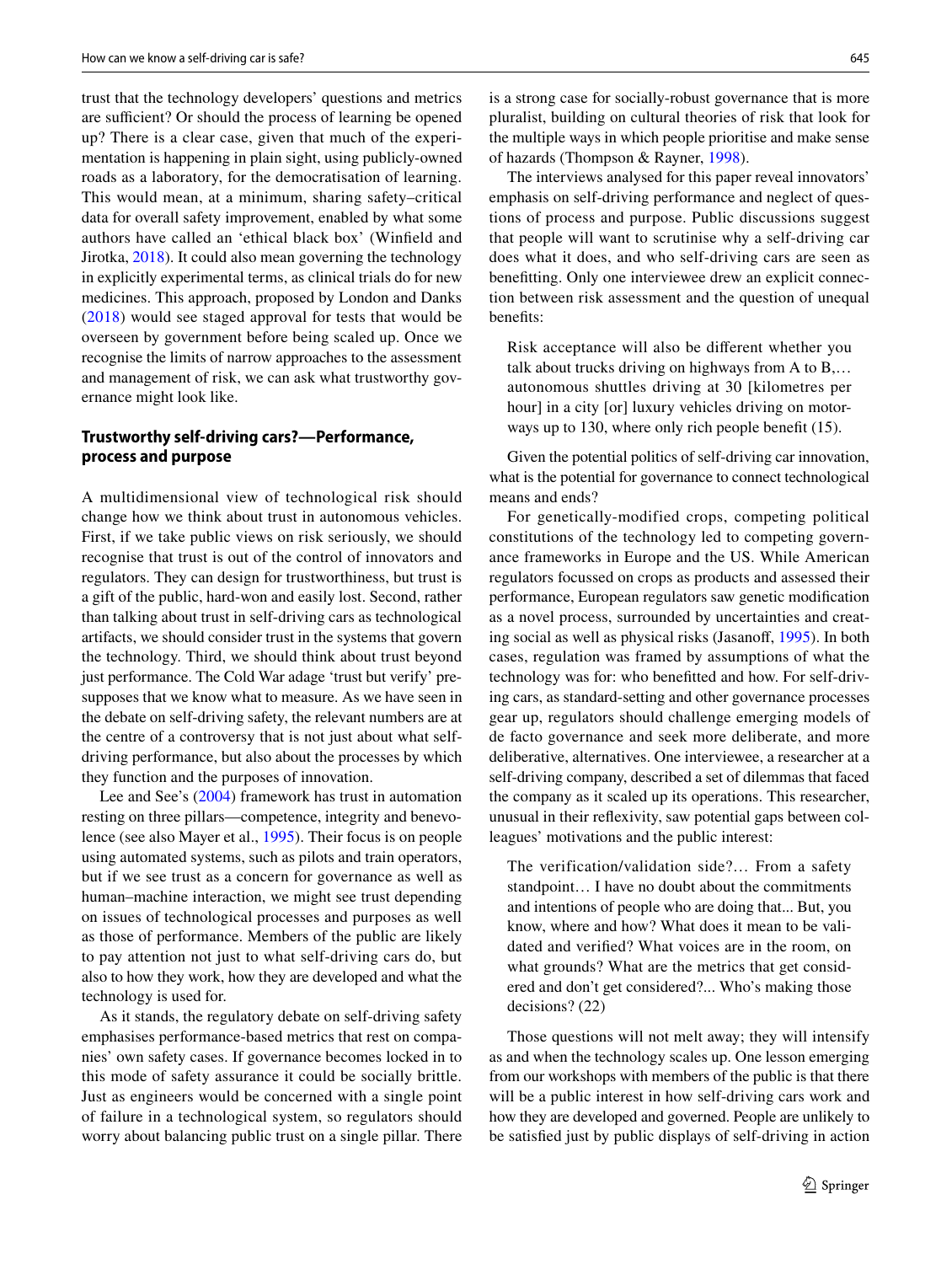trust that the technology developers' questions and metrics are sufficient? Or should the process of learning be opened up? There is a clear case, given that much of the experimentation is happening in plain sight, using publicly-owned roads as a laboratory, for the democratisation of learning. This would mean, at a minimum, sharing safety–critical data for overall safety improvement, enabled by what some authors have called an 'ethical black box' (Winfield and Jirotka, 2018). It could also mean governing the technology in explicitly experimental terms, as clinical trials do for new medicines. This approach, proposed by London and Danks (2018) would see staged approval for tests that would be overseen by government before being scaled up. Once we recognise the limits of narrow approaches to the assessment and management of risk, we can ask what trustworthy governance might look like.

## Trustworthy self-driving cars?—Performance, process and purpose

A multidimensional view of technological risk should change how we think about trust in autonomous vehicles. First, if we take public views on risk seriously, we should recognise that trust is out of the control of innovators and regulators. They can design for trustworthiness, but trust is a gift of the public, hard-won and easily lost. Second, rather than talking about trust in self-driving cars as technological artifacts, we should consider trust in the systems that govern the technology. Third, we should think about trust beyond just performance. The Cold War adage 'trust but verify' presupposes that we know what to measure. As we have seen in the debate on self-driving safety, the relevant numbers are at the centre of a controversy that is not just about what self-driving performance, but also about the processes by which they function and the purposes of innovation.

Lee and See's (2004) framework has trust in automation resting on three pillars—competence, integrity and benevolence (see also Mayer et al., 1995). Their focus is on people using automated systems, such as pilots and train operators, but if we see trust as a concern for governance as well as human–machine interaction, we might see trust depending on issues of technological processes and purposes as well as those of performance. Members of the public are likely to pay attention not just to what self-driving cars do, but also to how they work, how they are developed and what the technology is used for.

As it stands, the regulatory debate on self-driving safety emphasises performance-based metrics that rest on companies' own safety cases. If governance becomes locked in to this mode of safety assurance it could be socially brittle. Just as engineers would be concerned with a single point of failure in a technological system, so regulators should worry about balancing public trust on a single pillar. There is a strong case for socially-robust governance that is more pluralist, building on cultural theories of risk that look for the multiple ways in which people prioritise and make sense of hazards (Thompson & Rayner, 1998).

The interviews analysed for this paper reveal innovators' emphasis on self-driving performance and neglect of questions of process and purpose. Public discussions suggest that people will want to scrutinise why a self-driving car does what it does, and who self-driving cars are seen as benefitting. Only one interviewee drew an explicit connection between risk assessment and the question of unequal benefits:

> Risk acceptance will also be different whether you talk about trucks driving on highways from A to B,… autonomous shuttles driving at 30 [kilometres per hour] in a city [or] luxury vehicles driving on motorways up to 130, where only rich people benefit (15).

Given the potential politics of self-driving car innovation, what is the potential for governance to connect technological means and ends?

For genetically-modified crops, competing political constitutions of the technology led to competing governance frameworks in Europe and the US. While American regulators focussed on crops as products and assessed their performance, European regulators saw genetic modification as a novel process, surrounded by uncertainties and creating social as well as physical risks (Jasanoff, 1995). In both cases, regulation was framed by assumptions of what the technology was for: who benefitted and how. For self-driving cars, as standard-setting and other governance processes gear up, regulators should challenge emerging models of de facto governance and seek more deliberate, and more deliberative, alternatives. One interviewee, a researcher at a self-driving company, described a set of dilemmas that faced the company as it scaled up its operations. This researcher, unusual in their reflexivity, saw potential gaps between colleagues' motivations and the public interest:

> The verification/validation side?… From a safety standpoint… I have no doubt about the commitments and intentions of people who are doing that... But, you know, where and how? What does it mean to be validated and verified? What voices are in the room, on what grounds? What are the metrics that get considered and don't get considered?... Who's making those decisions? (22)

Those questions will not melt away; they will intensify as and when the technology scales up. One lesson emerging from our workshops with members of the public is that there will be a public interest in how self-driving cars work and how they are developed and governed. People are unlikely to be satisfied just by public displays of self-driving in action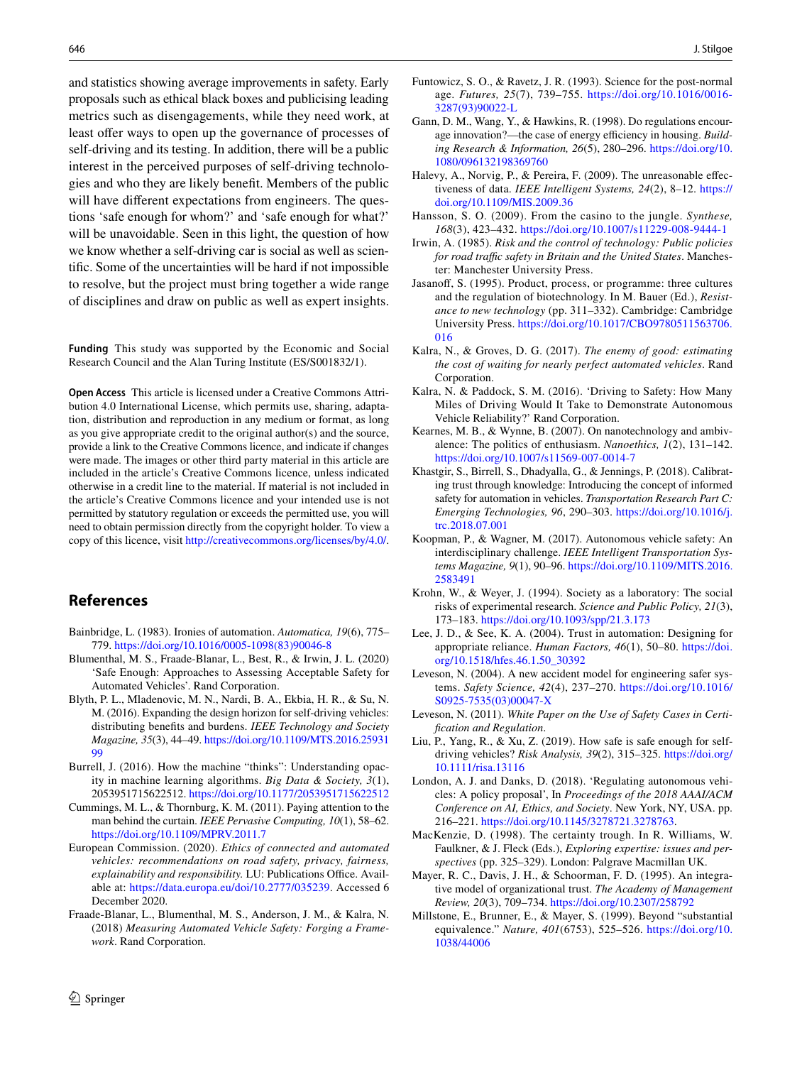and statistics showing average improvements in safety. Early proposals such as ethical black boxes and publicising leading metrics such as disengagements, while they need work, at least offer ways to open up the governance of processes of self-driving and its testing. In addition, there will be a public interest in the perceived purposes of self-driving technologies and who they are likely benefit. Members of the public will have different expectations from engineers. The questions 'safe enough for whom?' and 'safe enough for what?' will be unavoidable. Seen in this light, the question of how we know whether a self-driving car is social as well as scientific. Some of the uncertainties will be hard if not impossible to resolve, but the project must bring together a wide range of disciplines and draw on public as well as expert insights.

**Funding** This study was supported by the Economic and Social Research Council and the Alan Turing Institute (ES/S001832/1).

**Open Access** This article is licensed under a Creative Commons Attribution 4.0 International License, which permits use, sharing, adaptation, distribution and reproduction in any medium or format, as long as you give appropriate credit to the original author(s) and the source, provide a link to the Creative Commons licence, and indicate if changes were made. The images or other third party material in this article are included in the article's Creative Commons licence, unless indicated otherwise in a credit line to the material. If material is not included in the article's Creative Commons licence and your intended use is not permitted by statutory regulation or exceeds the permitted use, you will need to obtain permission directly from the copyright holder. To view a copy of this licence, visit http://creativecommons.org/licenses/by/4.0/.

## References

Bainbridge, L. (1983). Ironies of automation. *Automatica, 19*(6), 775–779. https://doi.org/10.1016/0005-1098(83)90046-8

Blumenthal, M. S., Fraade-Blanar, L., Best, R., & Irwin, J. L. (2020) 'Safe Enough: Approaches to Assessing Acceptable Safety for Automated Vehicles'. Rand Corporation.

Blyth, P. L., Mladenovic, M. N., Nardi, B. A., Ekbia, H. R., & Su, N. M. (2016). Expanding the design horizon for self-driving vehicles: distributing benefits and burdens. *IEEE Technology and Society Magazine, 35*(3), 44–49. https://doi.org/10.1109/MTS.2016.2593199

Burrell, J. (2016). How the machine "thinks": Understanding opacity in machine learning algorithms. *Big Data & Society, 3*(1), 2053951715622512. https://doi.org/10.1177/2053951715622512

Cummings, M. L., & Thornburg, K. M. (2011). Paying attention to the man behind the curtain. *IEEE Pervasive Computing, 10*(1), 58–62. https://doi.org/10.1109/MPRV.2011.7

European Commission. (2020). *Ethics of connected and automated vehicles: recommendations on road safety, privacy, fairness, explainability and responsibility*. LU: Publications Office. Available at: https://data.europa.eu/doi/10.2777/035239. Accessed 6 December 2020.

Fraade-Blanar, L., Blumenthal, M. S., Anderson, J. M., & Kalra, N. (2018) *Measuring Automated Vehicle Safety: Forging a Framework*. Rand Corporation.

Funtowicz, S. O., & Ravetz, J. R. (1993). Science for the post-normal age. *Futures, 25*(7), 739–755. https://doi.org/10.1016/0016-3287(93)90022-L

Gann, D. M., Wang, Y., & Hawkins, R. (1998). Do regulations encourage innovation?—the case of energy efficiency in housing. *Building Research & Information, 26*(5), 280–296. https://doi.org/10.1080/096132198369760

Halevy, A., Norvig, P., & Pereira, F. (2009). The unreasonable effectiveness of data. *IEEE Intelligent Systems, 24*(2), 8–12. https://doi.org/10.1109/MIS.2009.36

Hansson, S. O. (2009). From the casino to the jungle. *Synthese, 168*(3), 423–432. https://doi.org/10.1007/s11229-008-9444-1

Irwin, A. (1985). *Risk and the control of technology: Public policies for road traffic safety in Britain and the United States*. Manchester: Manchester University Press.

Jasanoff, S. (1995). Product, process, or programme: three cultures and the regulation of biotechnology. In M. Bauer (Ed.), *Resistance to new technology* (pp. 311–332). Cambridge: Cambridge University Press. https://doi.org/10.1017/CBO9780511563706.016

Kalra, N., & Groves, D. G. (2017). *The enemy of good: estimating the cost of waiting for nearly perfect automated vehicles*. Rand Corporation.

Kalra, N. & Paddock, S. M. (2016). 'Driving to Safety: How Many Miles of Driving Would It Take to Demonstrate Autonomous Vehicle Reliability?' Rand Corporation.

Kearnes, M. B., & Wynne, B. (2007). On nanotechnology and ambivalence: The politics of enthusiasm. *Nanoethics, 1*(2), 131–142. https://doi.org/10.1007/s11569-007-0014-7

Khastgir, S., Birrell, S., Dhadyalla, G., & Jennings, P. (2018). Calibrating trust through knowledge: Introducing the concept of informed safety for automation in vehicles. *Transportation Research Part C: Emerging Technologies, 96*, 290–303. https://doi.org/10.1016/j.trc.2018.07.001

Koopman, P., & Wagner, M. (2017). Autonomous vehicle safety: An interdisciplinary challenge. *IEEE Intelligent Transportation Systems Magazine, 9*(1), 90–96. https://doi.org/10.1109/MITS.2016.2583491

Krohn, W., & Weyer, J. (1994). Society as a laboratory: The social risks of experimental research. *Science and Public Policy, 21*(3), 173–183. https://doi.org/10.1093/spp/21.3.173

Lee, J. D., & See, K. A. (2004). Trust in automation: Designing for appropriate reliance. *Human Factors, 46*(1), 50–80. https://doi.org/10.1518/hfes.46.1.50_30392

Leveson, N. (2004). A new accident model for engineering safer systems. *Safety Science, 42*(4), 237–270. https://doi.org/10.1016/S0925-7535(03)00047-X

Leveson, N. (2011). *White Paper on the Use of Safety Cases in Certification and Regulation*.

Liu, P., Yang, R., & Xu, Z. (2019). How safe is safe enough for self-driving vehicles? *Risk Analysis, 39*(2), 315–325. https://doi.org/10.1111/risa.13116

London, A. J. and Danks, D. (2018). 'Regulating autonomous vehicles: A policy proposal', In *Proceedings of the 2018 AAAI/ACM Conference on AI, Ethics, and Society*. New York, NY, USA. pp. 216–221. https://doi.org/10.1145/3278721.3278763.

MacKenzie, D. (1998). The certainty trough. In R. Williams, W. Faulkner, & J. Fleck (Eds.), *Exploring expertise: issues and perspectives* (pp. 325–329). London: Palgrave Macmillan UK.

Mayer, R. C., Davis, J. H., & Schoorman, F. D. (1995). An integrative model of organizational trust. *The Academy of Management Review, 20*(3), 709–734. https://doi.org/10.2307/258792

Millstone, E., Brunner, E., & Mayer, S. (1999). Beyond "substantial equivalence." *Nature, 401*(6753), 525–526. https://doi.org/10.1038/44006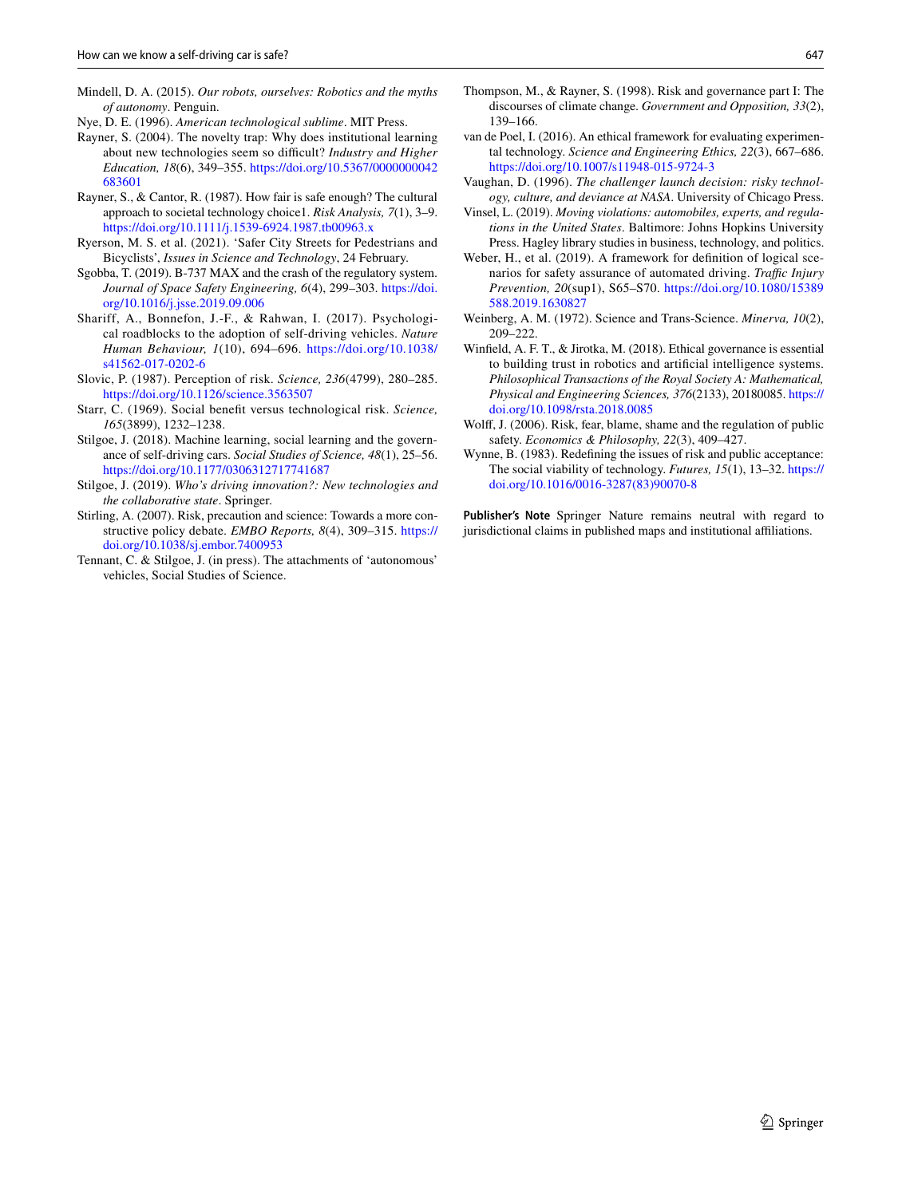Mindell, D. A. (2015). *Our robots, ourselves: Robotics and the myths of autonomy*. Penguin.

Nye, D. E. (1996). *American technological sublime*. MIT Press.

Rayner, S. (2004). The novelty trap: Why does institutional learning about new technologies seem so difficult? *Industry and Higher Education, 18*(6), 349–355. https://doi.org/10.5367/0000000042683601

Rayner, S., & Cantor, R. (1987). How fair is safe enough? The cultural approach to societal technology choice1. *Risk Analysis, 7*(1), 3–9. https://doi.org/10.1111/j.1539-6924.1987.tb00963.x

Ryerson, M. S. et al. (2021). 'Safer City Streets for Pedestrians and Bicyclists', *Issues in Science and Technology*, 24 February.

Sgobba, T. (2019). B-737 MAX and the crash of the regulatory system. *Journal of Space Safety Engineering, 6*(4), 299–303. https://doi.org/10.1016/j.jsse.2019.09.006

Shariff, A., Bonnefon, J.-F., & Rahwan, I. (2017). Psychological roadblocks to the adoption of self-driving vehicles. *Nature Human Behaviour, 1*(10), 694–696. https://doi.org/10.1038/s41562-017-0202-6

Slovic, P. (1987). Perception of risk. *Science, 236*(4799), 280–285. https://doi.org/10.1126/science.3563507

Starr, C. (1969). Social benefit versus technological risk. *Science, 165*(3899), 1232–1238.

Stilgoe, J. (2018). Machine learning, social learning and the governance of self-driving cars. *Social Studies of Science, 48*(1), 25–56. https://doi.org/10.1177/0306312717741687

Stilgoe, J. (2019). *Who's driving innovation?: New technologies and the collaborative state*. Springer.

Stirling, A. (2007). Risk, precaution and science: Towards a more constructive policy debate. *EMBO Reports, 8*(4), 309–315. https://doi.org/10.1038/sj.embor.7400953

Tennant, C. & Stilgoe, J. (in press). The attachments of 'autonomous' vehicles, Social Studies of Science.

Thompson, M., & Rayner, S. (1998). Risk and governance part I: The discourses of climate change. *Government and Opposition, 33*(2), 139–166.

van de Poel, I. (2016). An ethical framework for evaluating experimental technology. *Science and Engineering Ethics, 22*(3), 667–686. https://doi.org/10.1007/s11948-015-9724-3

Vaughan, D. (1996). *The challenger launch decision: risky technology, culture, and deviance at NASA*. University of Chicago Press.

Vinsel, L. (2019). *Moving violations: automobiles, experts, and regulations in the United States*. Baltimore: Johns Hopkins University Press. Hagley library studies in business, technology, and politics.

Weber, H., et al. (2019). A framework for definition of logical scenarios for safety assurance of automated driving. *Traffic Injury Prevention, 20*(sup1), S65–S70. https://doi.org/10.1080/15389588.2019.1630827

Weinberg, A. M. (1972). Science and Trans-Science. *Minerva, 10*(2), 209–222.

Winfield, A. F. T., & Jirotka, M. (2018). Ethical governance is essential to building trust in robotics and artificial intelligence systems. *Philosophical Transactions of the Royal Society A: Mathematical, Physical and Engineering Sciences, 376*(2133), 20180085. https://doi.org/10.1098/rsta.2018.0085

Wolff, J. (2006). Risk, fear, blame, shame and the regulation of public safety. *Economics & Philosophy, 22*(3), 409–427.

Wynne, B. (1983). Redefining the issues of risk and public acceptance: The social viability of technology. *Futures, 15*(1), 13–32. https://doi.org/10.1016/0016-3287(83)90070-8

**Publisher's Note** Springer Nature remains neutral with regard to jurisdictional claims in published maps and institutional affiliations.